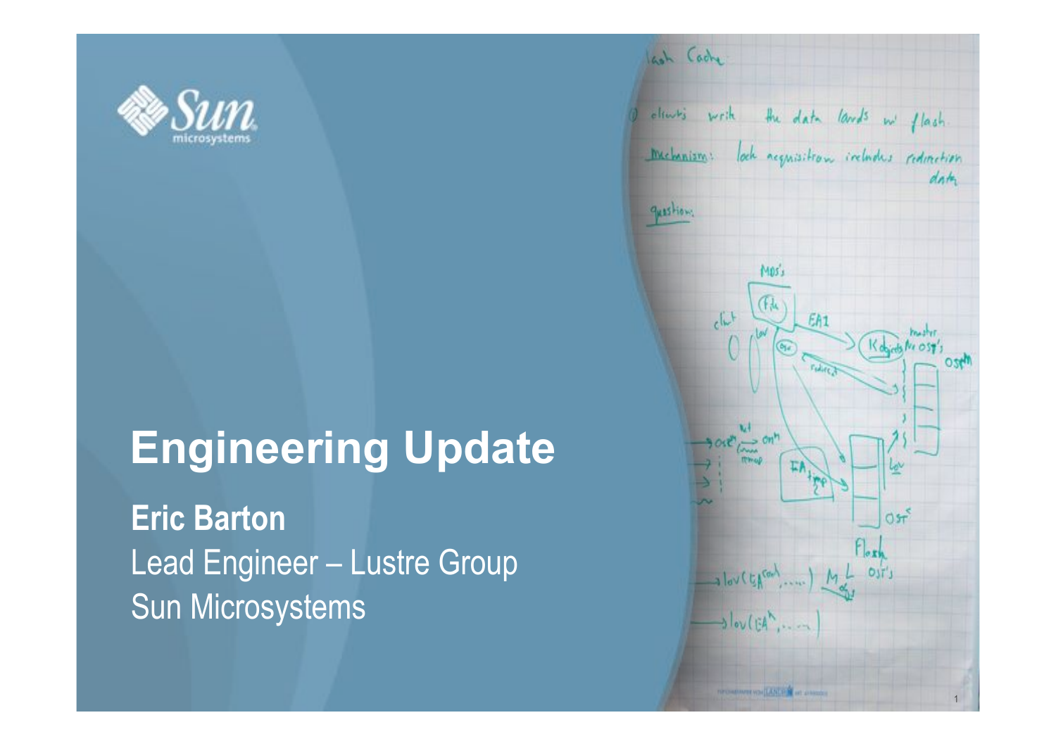# Engineering Update

**Eric Barton**

Lead Engineer – Lustre Group

Sun Microsystems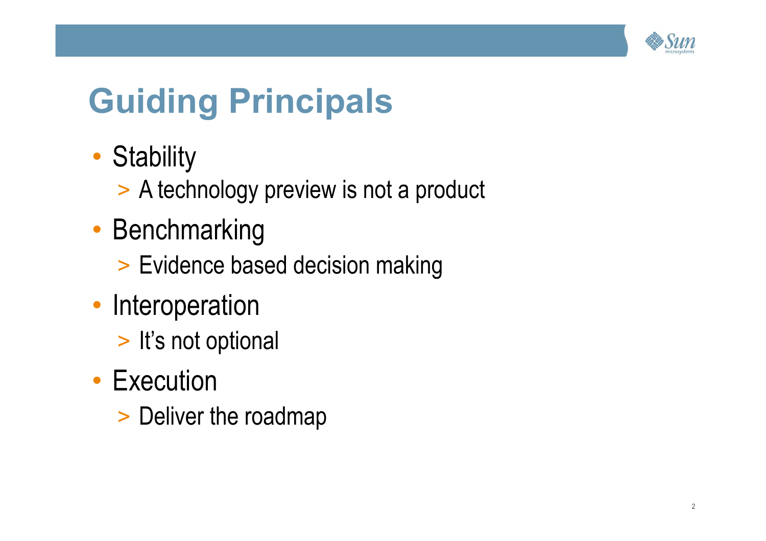# Guiding Principals

- Stability
  - > A technology preview is not a product
- Benchmarking
  - > Evidence based decision making
- Interoperation
  - > It's not optional
- Execution
  - > Deliver the roadmap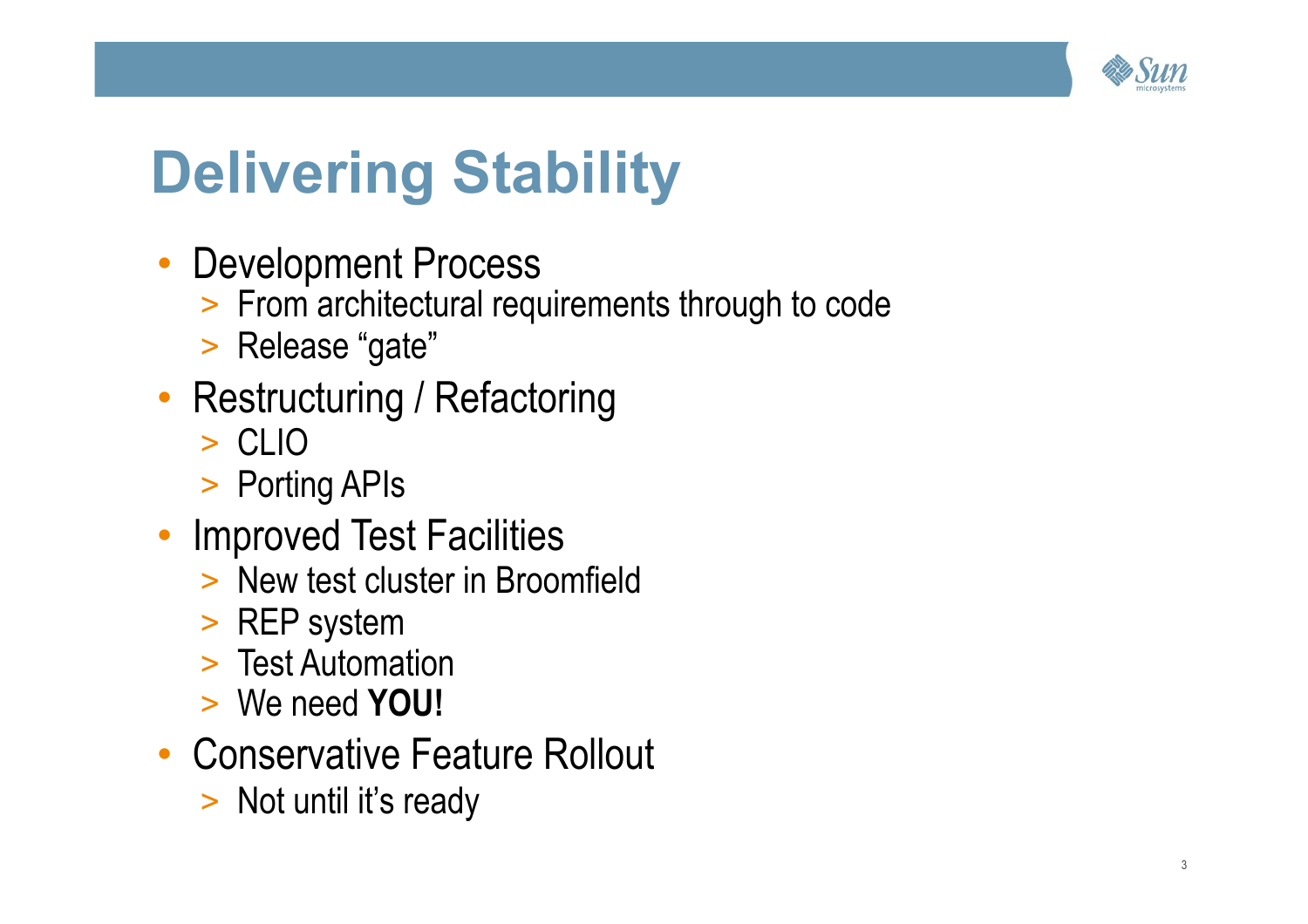# Delivering Stability

- Development Process
  - From architectural requirements through to code
  - Release "gate"
- Restructuring / Refactoring
  - CLIO
  - Porting APIs
- Improved Test Facilities
  - New test cluster in Broomfield
  - REP system
  - Test Automation
  - We need **YOU!**
- Conservative Feature Rollout
  - Not until it's ready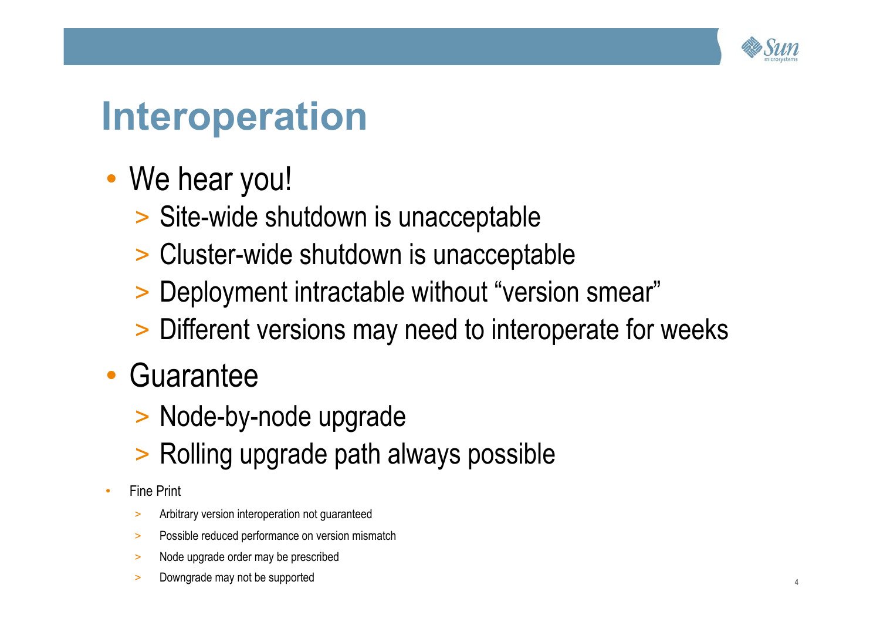# Interoperation

- We hear you!
  - Site-wide shutdown is unacceptable
  - Cluster-wide shutdown is unacceptable
  - Deployment intractable without “version smear”
  - Different versions may need to interoperate for weeks
- Guarantee
  - Node-by-node upgrade
  - Rolling upgrade path always possible
- Fine Print
  - Arbitrary version interoperation not guaranteed
  - Possible reduced performance on version mismatch
  - Node upgrade order may be prescribed
  - Downgrade may not be supported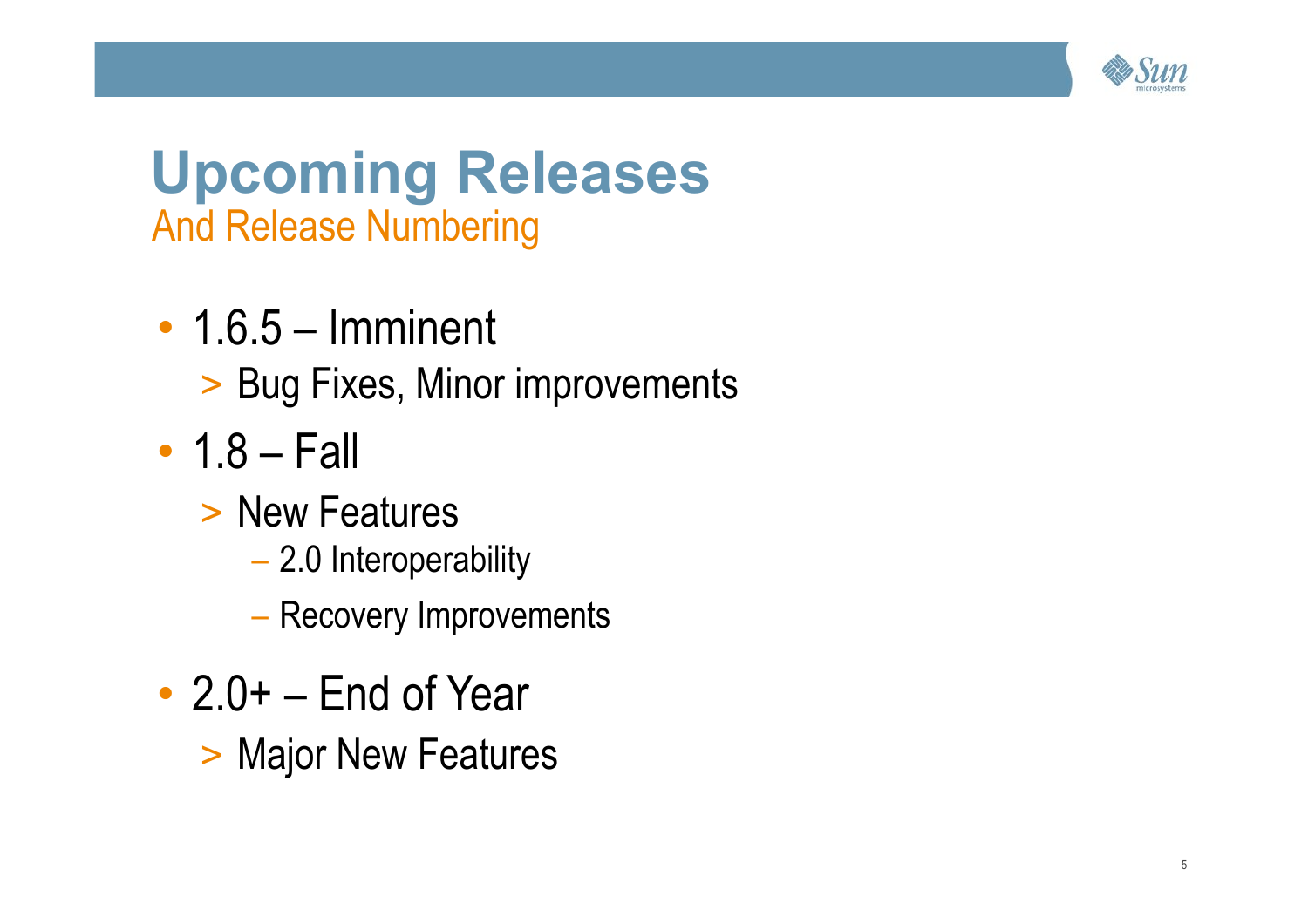# Upcoming Releases

## And Release Numbering

- 1.6.5 – Imminent
  - Bug Fixes, Minor improvements
- 1.8 – Fall
  - New Features
    - 2.0 Interoperability
    - Recovery Improvements
- 2.0+ – End of Year
  - Major New Features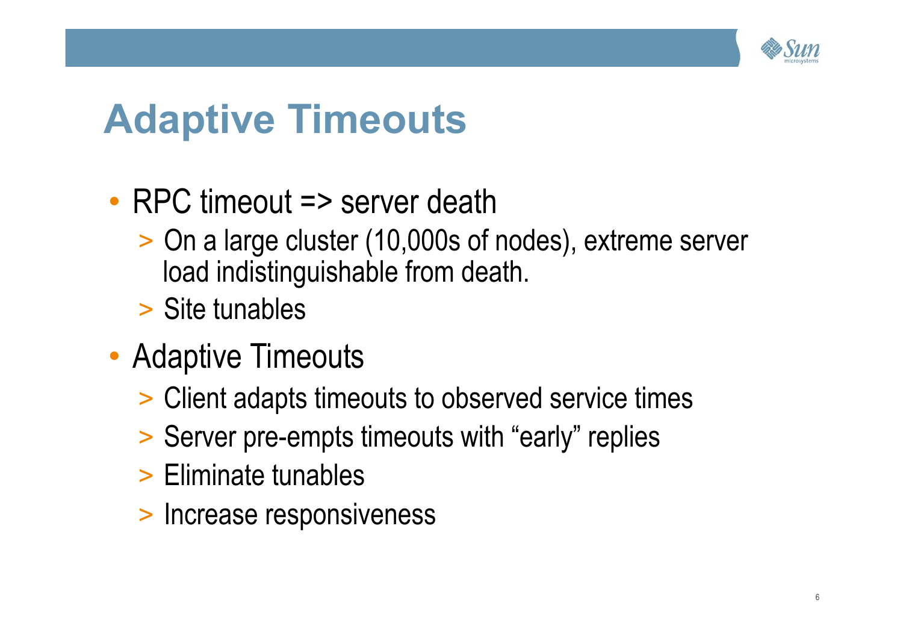# Adaptive Timeouts

- RPC timeout => server death
  - On a large cluster (10,000s of nodes), extreme server load indistinguishable from death.
  - Site tunables
- Adaptive Timeouts
  - Client adapts timeouts to observed service times
  - Server pre-empts timeouts with "early" replies
  - Eliminate tunables
  - Increase responsiveness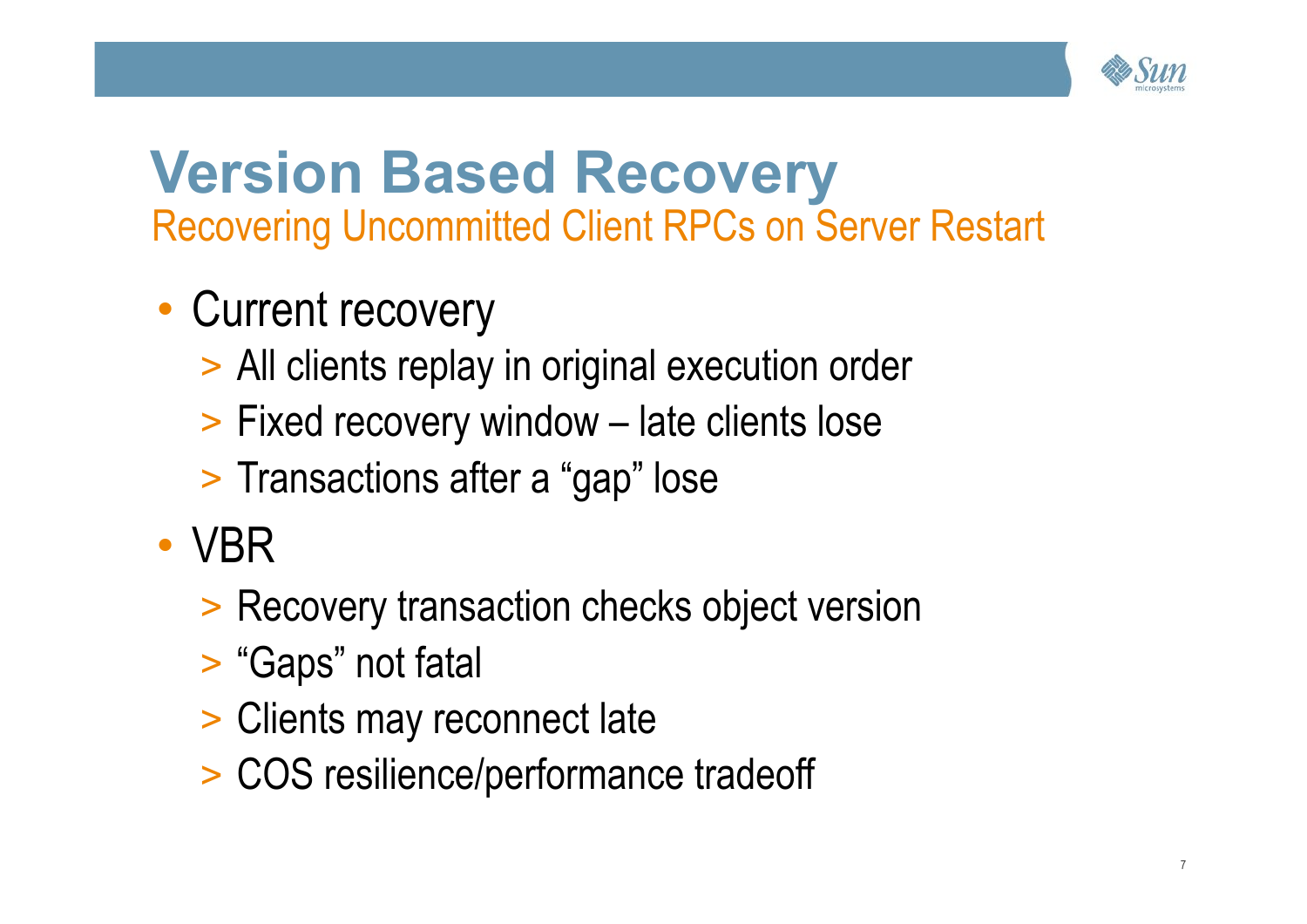# Version Based Recovery

## Recovering Uncommitted Client RPCs on Server Restart

- Current recovery
  - > All clients replay in original execution order
  - > Fixed recovery window – late clients lose
  - > Transactions after a “gap” lose
- VBR
  - > Recovery transaction checks object version
  - > “Gaps” not fatal
  - > Clients may reconnect late
  - > COS resilience/performance tradeoff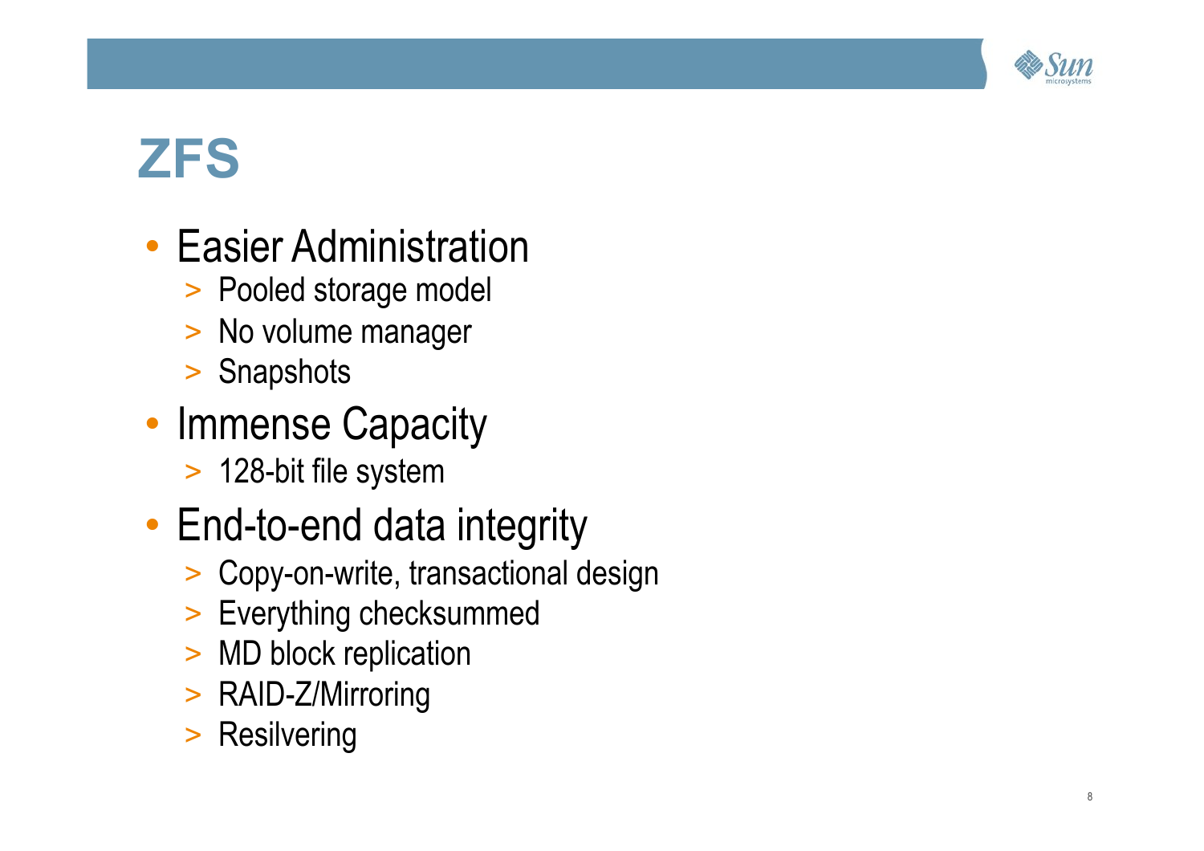# ZFS

- Easier Administration
  - Pooled storage model
  - No volume manager
  - Snapshots
- Immense Capacity
  - 128-bit file system
- End-to-end data integrity
  - Copy-on-write, transactional design
  - Everything checksummed
  - MD block replication
  - RAID-Z/Mirroring
  - Resilvering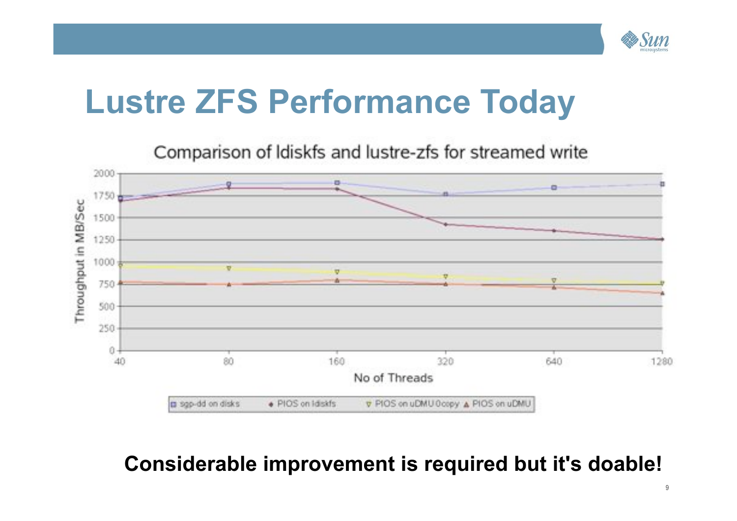# Lustre ZFS Performance Today

Comparison of ldiskfs and lustre-zfs for streamed write

Throughput in MB/Sec

No of Threads

sgp-dd on disks | PIOS on ldiskfs | PIOS on uDMU 0copy | PIOS on uDMU

**Considerable improvement is required but it's doable!**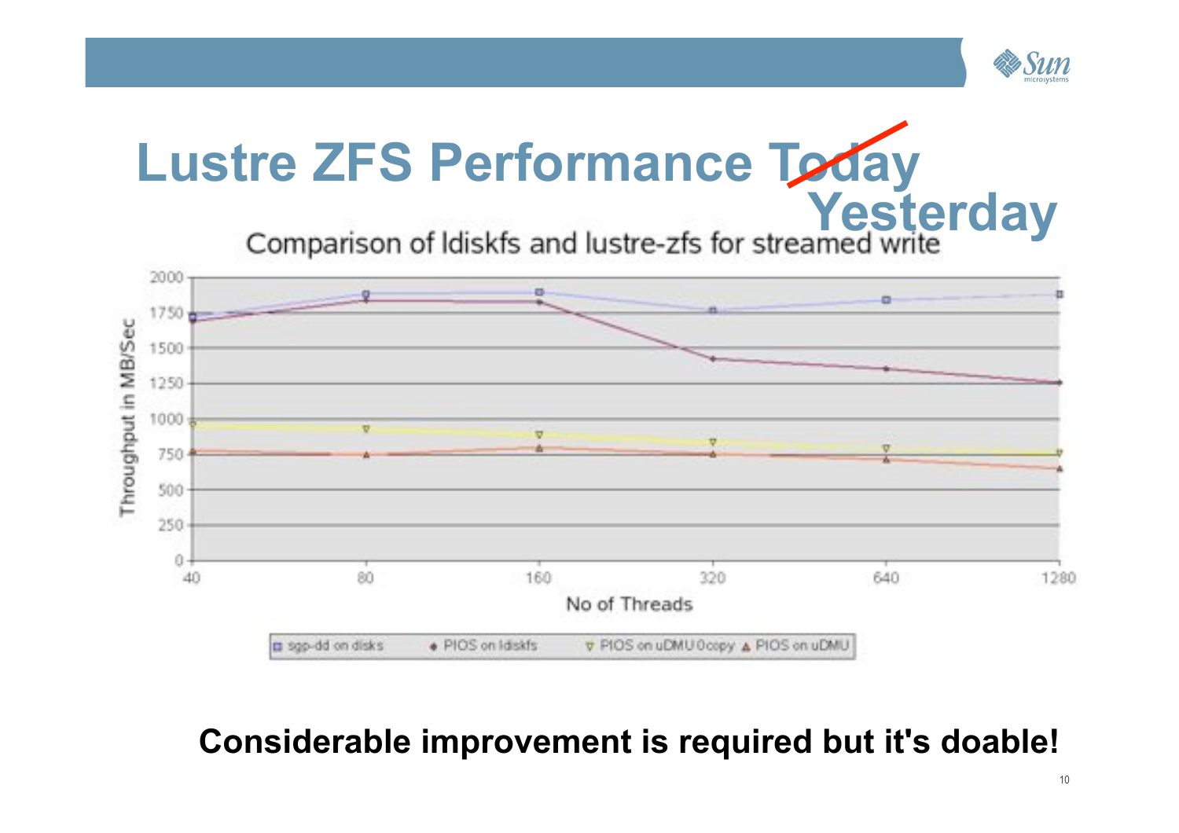# Lustre ZFS Performance ~~Today~~ Yesterday

Comparison of ldiskfs and lustre-zfs for streamed write

Throughput in MB/Sec

No of Threads

sgp-dd on disks | PIOS on ldiskfs | PIOS on uDMU 0copy | PIOS on uDMU

**Considerable improvement is required but it's doable!**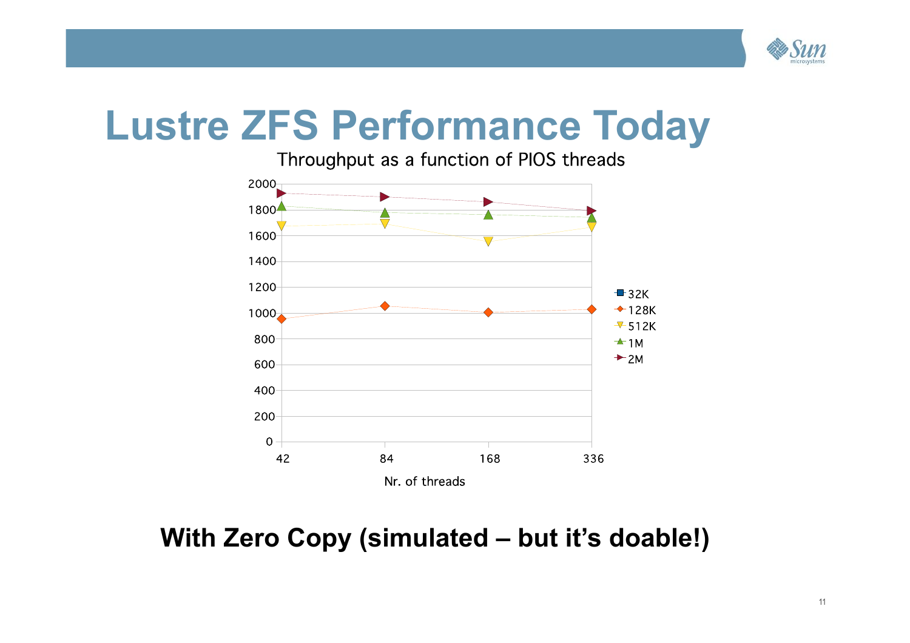# Lustre ZFS Performance Today

Throughput as a function of PIOS threads

| Nr. of threads | 32K | 128K | 512K | 1M | 2M |
|---|---|---|---|---|---|
| 42 | | ~960 | ~1680 | ~1830 | ~1930 |
| 84 | | ~1055 | ~1695 | ~1780 | ~1900 |
| 168 | | ~1005 | ~1555 | ~1765 | ~1860 |
| 336 | | ~1030 | ~1665 | ~1745 | ~1795 |

**With Zero Copy (simulated – but it's doable!)**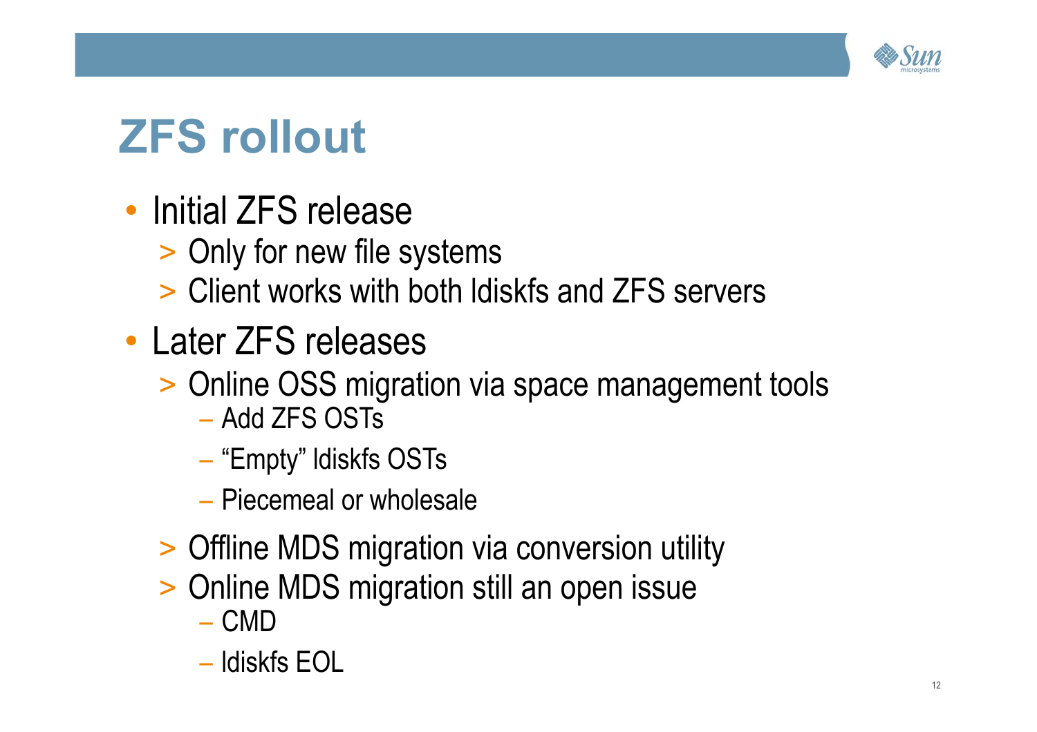# ZFS rollout

- Initial ZFS release
  - Only for new file systems
  - Client works with both ldiskfs and ZFS servers
- Later ZFS releases
  - Online OSS migration via space management tools
    - Add ZFS OSTs
    - “Empty” ldiskfs OSTs
    - Piecemeal or wholesale
  - Offline MDS migration via conversion utility
  - Online MDS migration still an open issue
    - CMD
    - ldiskfs EOL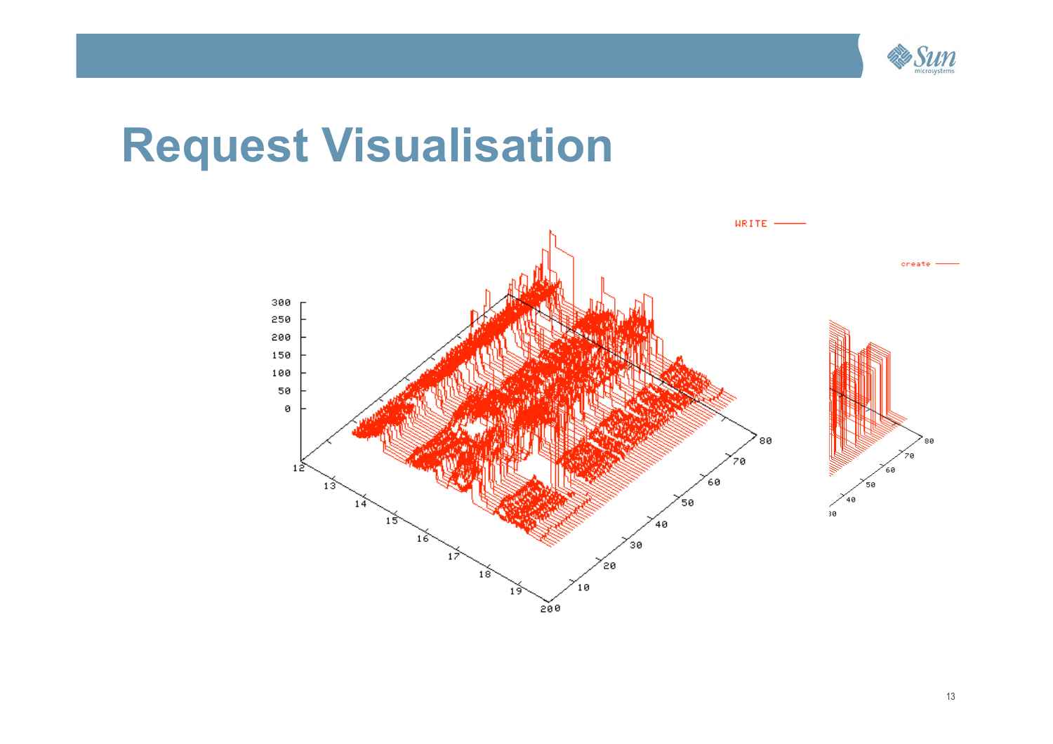# Request Visualisation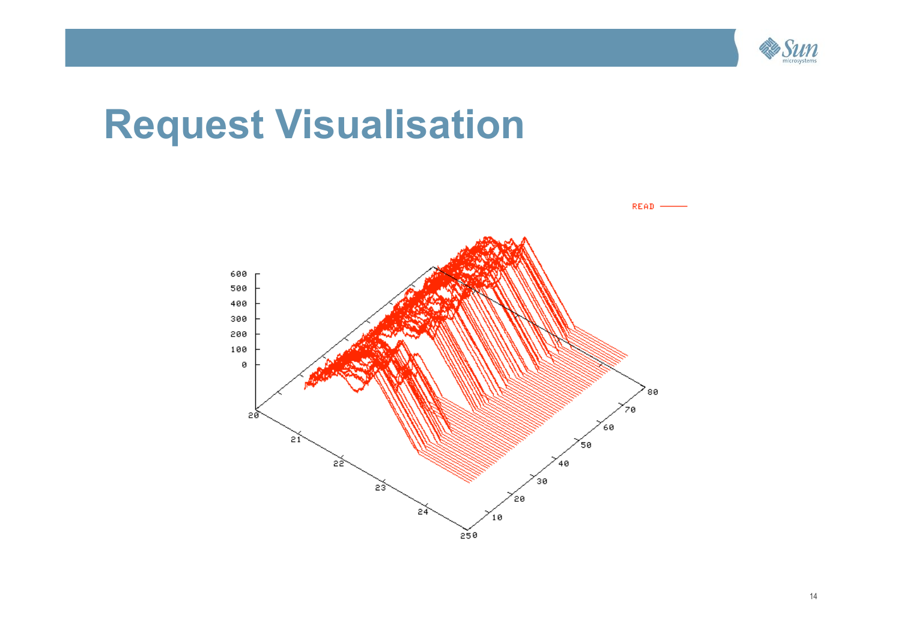# Request Visualisation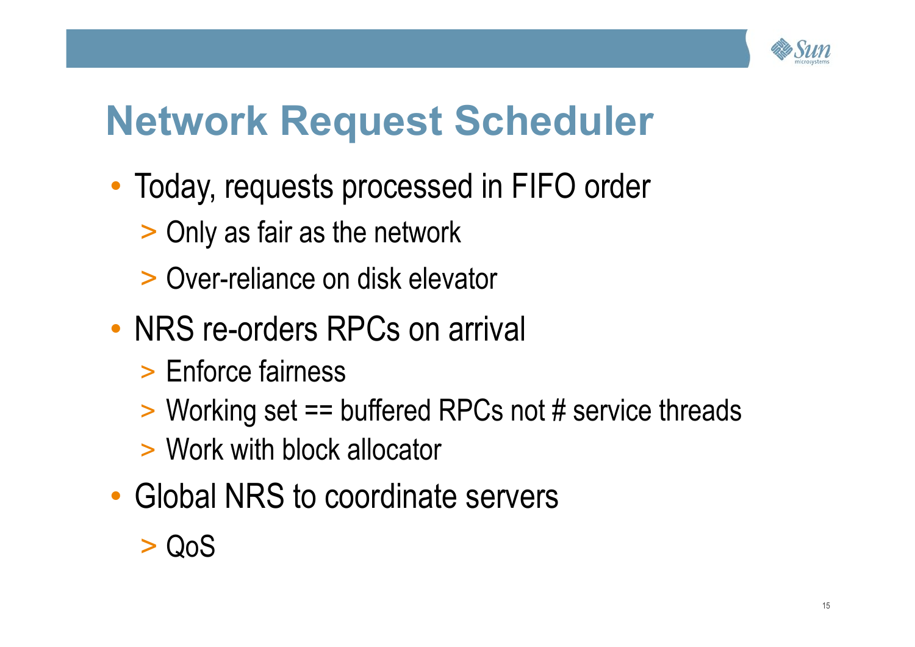# Network Request Scheduler

- Today, requests processed in FIFO order
  - Only as fair as the network
  - Over-reliance on disk elevator
- NRS re-orders RPCs on arrival
  - Enforce fairness
  - Working set == buffered RPCs not # service threads
  - Work with block allocator
- Global NRS to coordinate servers
  - QoS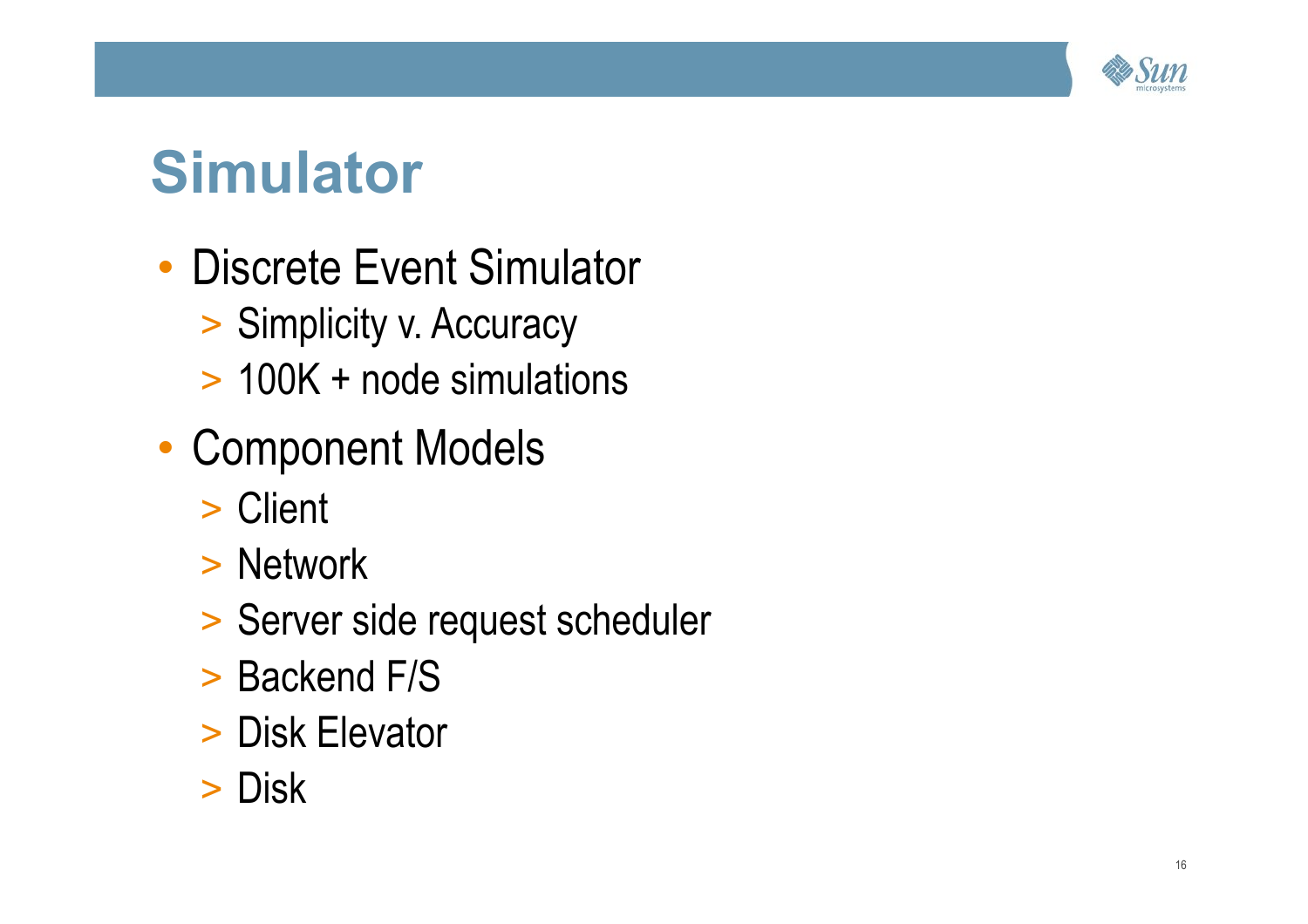# Simulator

- Discrete Event Simulator
  - > Simplicity v. Accuracy
  - > 100K + node simulations
- Component Models
  - > Client
  - > Network
  - > Server side request scheduler
  - > Backend F/S
  - > Disk Elevator
  - > Disk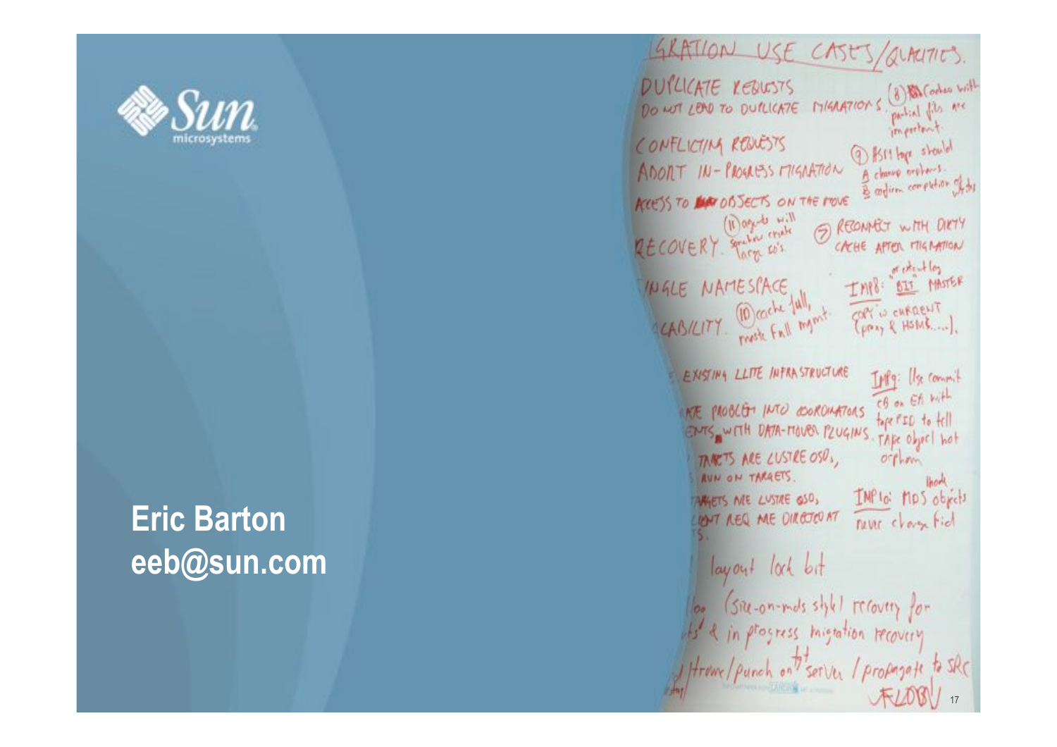**Eric Barton**
**eeb@sun.com**